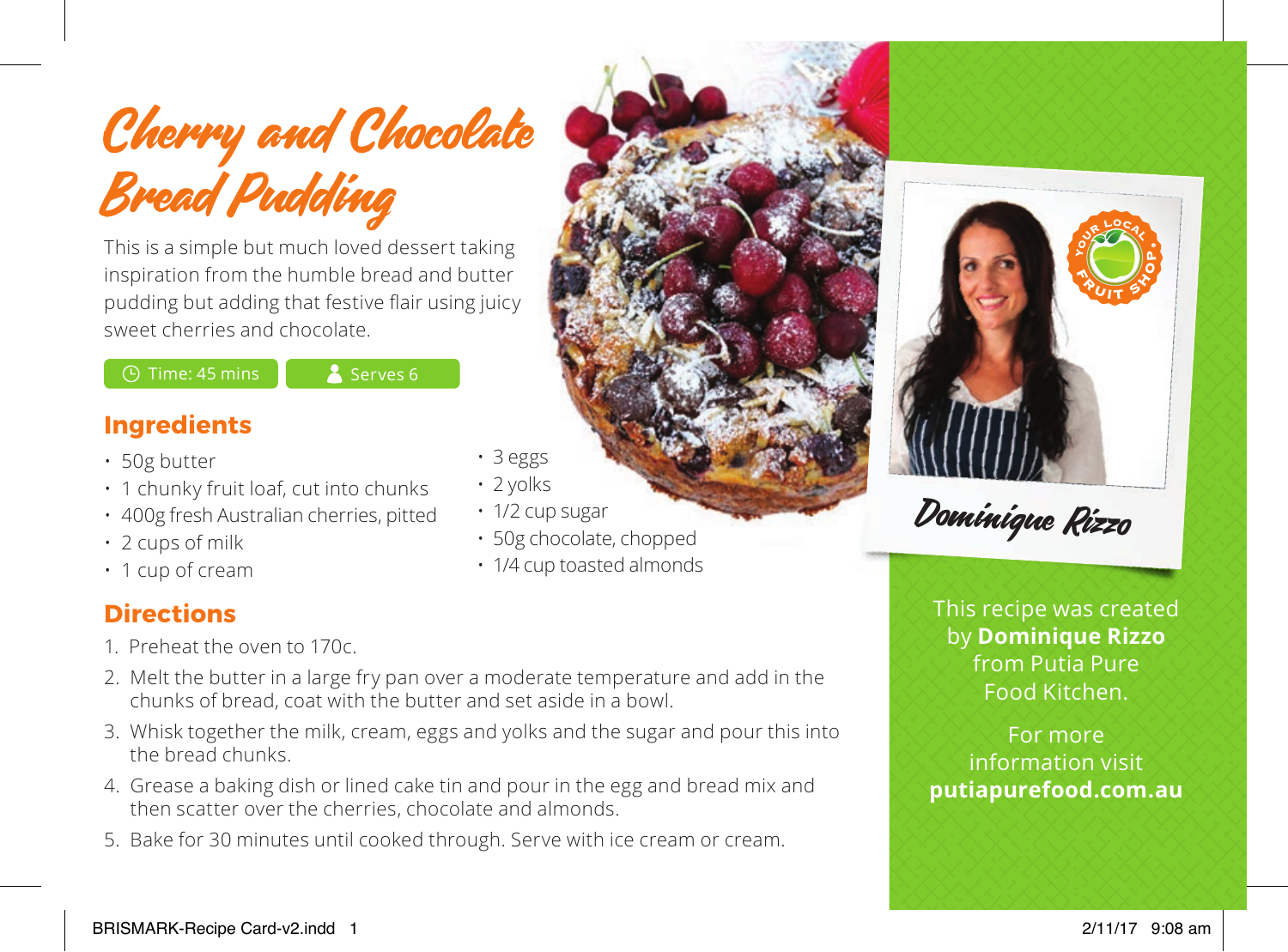# Cherry and Chocolate Bread Pudding

This is a simple but much loved dessert taking inspiration from the humble bread and butter pudding but adding that festive flair using juicy sweet cherries and chocolate.

Time: 45 mins | Serves 6

## Ingredients

- 50g butter
- 1 chunky fruit loaf, cut into chunks
- 400g fresh Australian cherries, pitted
- 2 cups of milk
- 1 cup of cream
- 3 eggs
- 2 yolks
- 1/2 cup sugar
- 50g chocolate, chopped
- 1/4 cup toasted almonds

## Directions

1. Preheat the oven to 170c.
2. Melt the butter in a large fry pan over a moderate temperature and add in the chunks of bread, coat with the butter and set aside in a bowl.
3. Whisk together the milk, cream, eggs and yolks and the sugar and pour this into the bread chunks.
4. Grease a baking dish or lined cake tin and pour in the egg and bread mix and then scatter over the cherries, chocolate and almonds.
5. Bake for 30 minutes until cooked through. Serve with ice cream or cream.

Your Local Fruit Shop

Dominique Rizzo

This recipe was created by **Dominique Rizzo** from Putia Pure Food Kitchen.

For more information visit **putiapurefood.com.au**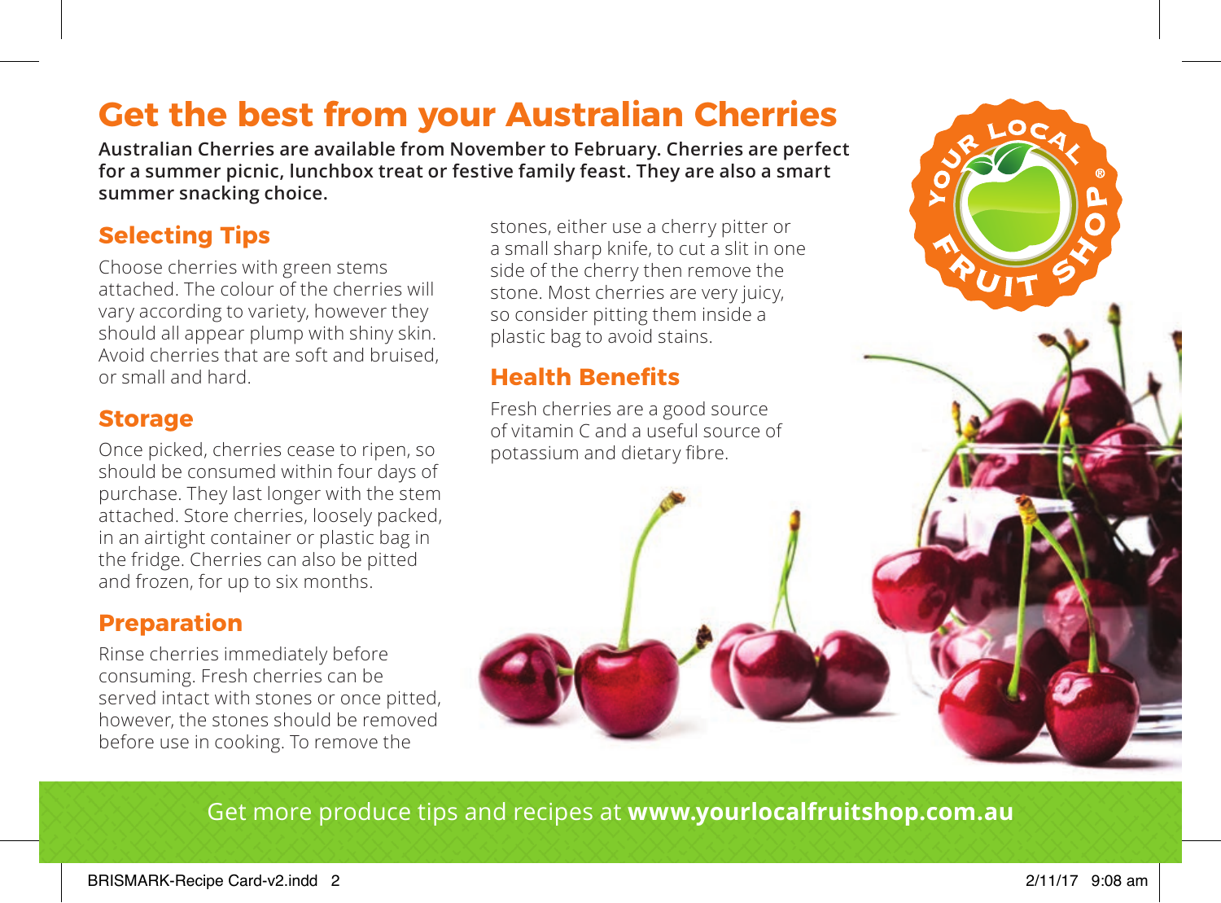# Get the best from your Australian Cherries

**Australian Cherries are available from November to February. Cherries are perfect for a summer picnic, lunchbox treat or festive family feast. They are also a smart summer snacking choice.**

## Selecting Tips

Choose cherries with green stems attached. The colour of the cherries will vary according to variety, however they should all appear plump with shiny skin. Avoid cherries that are soft and bruised, or small and hard.

## Storage

Once picked, cherries cease to ripen, so should be consumed within four days of purchase. They last longer with the stem attached. Store cherries, loosely packed, in an airtight container or plastic bag in the fridge. Cherries can also be pitted and frozen, for up to six months.

## Preparation

Rinse cherries immediately before consuming. Fresh cherries can be served intact with stones or once pitted, however, the stones should be removed before use in cooking. To remove the stones, either use a cherry pitter or a small sharp knife, to cut a slit in one side of the cherry then remove the stone. Most cherries are very juicy, so consider pitting them inside a plastic bag to avoid stains.

## Health Benefits

Fresh cherries are a good source of vitamin C and a useful source of potassium and dietary fibre.

YOUR LOCAL FRUIT SHOP®

Get more produce tips and recipes at **www.yourlocalfruitshop.com.au**